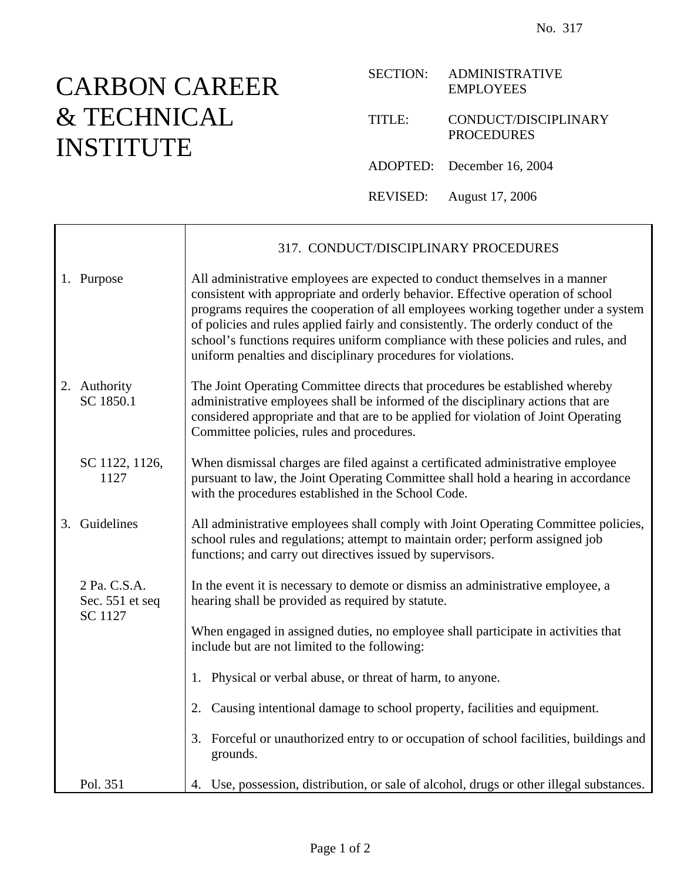No. 317

# CARBON CAREER & TECHNICAL INSTITUTE

SECTION: ADMINISTRATIVE EMPLOYEES

TITLE: CONDUCT/DISCIPLINARY PROCEDURES

ADOPTED: December 16, 2004

REVISED: August 17, 2006

## 317. CONDUCT/DISCIPLINARY PROCEDURES

**1. Purpose**

All administrative employees are expected to conduct themselves in a manner consistent with appropriate and orderly behavior. Effective operation of school programs requires the cooperation of all employees working together under a system of policies and rules applied fairly and consistently. The orderly conduct of the school's functions requires uniform compliance with these policies and rules, and uniform penalties and disciplinary procedures for violations.

**2. Authority**
SC 1850.1

The Joint Operating Committee directs that procedures be established whereby administrative employees shall be informed of the disciplinary actions that are considered appropriate and that are to be applied for violation of Joint Operating Committee policies, rules and procedures.

SC 1122, 1126, 1127

When dismissal charges are filed against a certificated administrative employee pursuant to law, the Joint Operating Committee shall hold a hearing in accordance with the procedures established in the School Code.

**3. Guidelines**

All administrative employees shall comply with Joint Operating Committee policies, school rules and regulations; attempt to maintain order; perform assigned job functions; and carry out directives issued by supervisors.

2 Pa. C.S.A. Sec. 551 et seq
SC 1127

In the event it is necessary to demote or dismiss an administrative employee, a hearing shall be provided as required by statute.

When engaged in assigned duties, no employee shall participate in activities that include but are not limited to the following:

1. Physical or verbal abuse, or threat of harm, to anyone.
2. Causing intentional damage to school property, facilities and equipment.
3. Forceful or unauthorized entry to or occupation of school facilities, buildings and grounds.
4. Use, possession, distribution, or sale of alcohol, drugs or other illegal substances. (Pol. 351)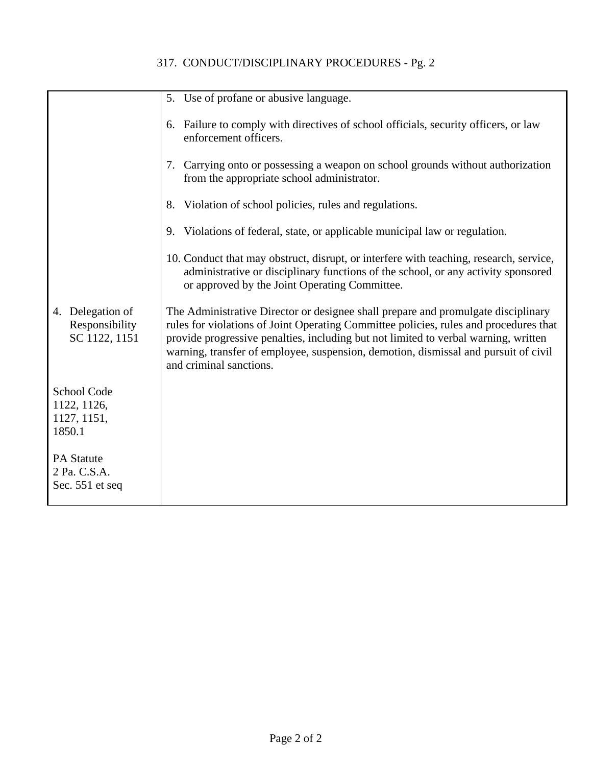# 317. CONDUCT/DISCIPLINARY PROCEDURES - Pg. 2

5. Use of profane or abusive language.

6. Failure to comply with directives of school officials, security officers, or law enforcement officers.

7. Carrying onto or possessing a weapon on school grounds without authorization from the appropriate school administrator.

8. Violation of school policies, rules and regulations.

9. Violations of federal, state, or applicable municipal law or regulation.

10. Conduct that may obstruct, disrupt, or interfere with teaching, research, service, administrative or disciplinary functions of the school, or any activity sponsored or approved by the Joint Operating Committee.

**4. Delegation of Responsibility**
SC 1122, 1151

The Administrative Director or designee shall prepare and promulgate disciplinary rules for violations of Joint Operating Committee policies, rules and procedures that provide progressive penalties, including but not limited to verbal warning, written warning, transfer of employee, suspension, demotion, dismissal and pursuit of civil and criminal sanctions.

School Code
1122, 1126,
1127, 1151,
1850.1

PA Statute
2 Pa. C.S.A.
Sec. 551 et seq